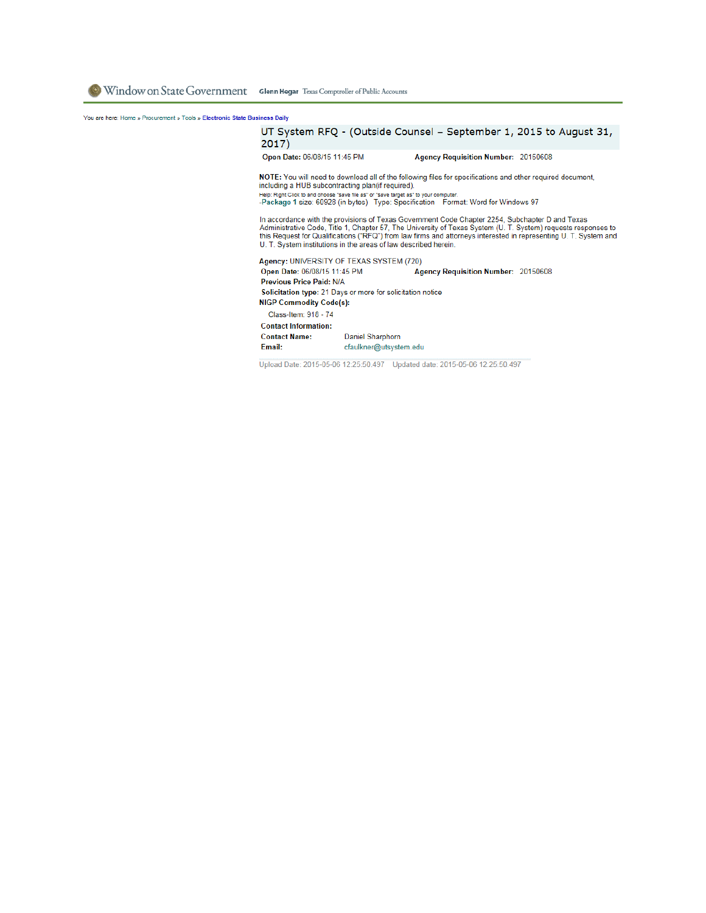Window on State Government Glenn Hegar Texas Comptroller of Public Accounts

You are here: Home » Procurement » Tools » Electronic State Business Daily

## UT System RFQ - (Outside Counsel – September 1, 2015 to August 31, 2017)

**Open Date:** 06/08/15 11:45 PM **Agency Requisition Number:** 20150608

**NOTE:** You will need to download all of the following files for specifications and other required document, including a HUB subcontracting plan(if required).

Help: Right Click to and choose "save file as" or "save target as" to your computer.

-**Package 1** size: 60928 (in bytes) Type: Specification Format: Word for Windows 97

In accordance with the provisions of Texas Government Code Chapter 2254, Subchapter D and Texas Administrative Code, Title 1, Chapter 57, The University of Texas System (U. T. System) requests responses to this Request for Qualifications ("RFQ") from law firms and attorneys interested in representing U. T. System and U. T. System institutions in the areas of law described herein.

**Agency:** UNIVERSITY OF TEXAS SYSTEM (720)

**Open Date:** 06/08/15 11:45 PM **Agency Requisition Number:** 20150608

**Previous Price Paid:** N/A

**Solicitation type:** 21 Days or more for solicitation notice

**NIGP Commodity Code(s):**

Class-Item: 918 - 74

**Contact Information:**

**Contact Name:** Daniel Sharphorn

**Email:** cfaulkner@utsystem.edu

Upload Date: 2015-05-06 12:25:50.497 Updated date: 2015-05-06 12:25:50.497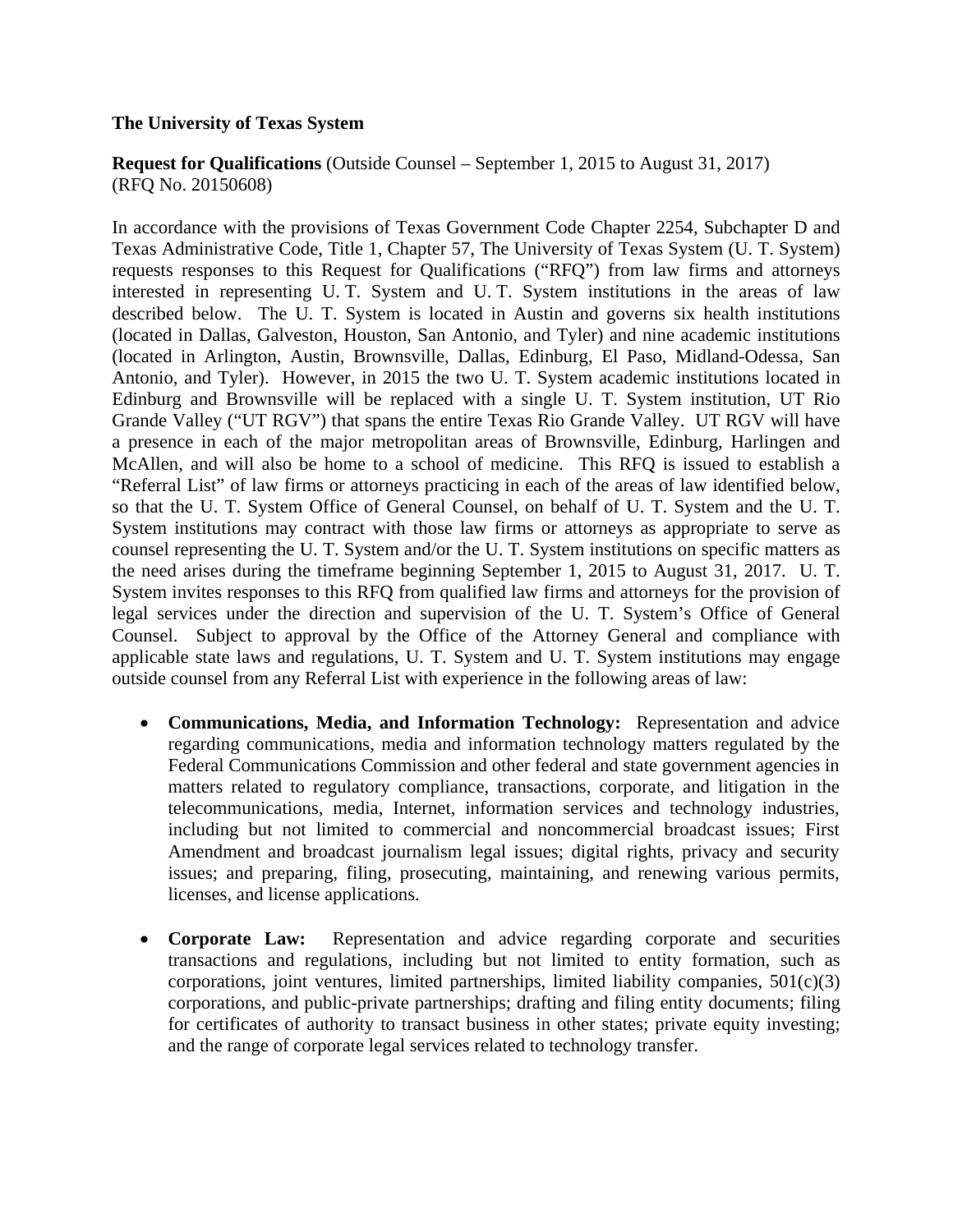**The University of Texas System**

**Request for Qualifications** (Outside Counsel – September 1, 2015 to August 31, 2017) (RFQ No. 20150608)

In accordance with the provisions of Texas Government Code Chapter 2254, Subchapter D and Texas Administrative Code, Title 1, Chapter 57, The University of Texas System (U. T. System) requests responses to this Request for Qualifications ("RFQ") from law firms and attorneys interested in representing U. T. System and U. T. System institutions in the areas of law described below. The U. T. System is located in Austin and governs six health institutions (located in Dallas, Galveston, Houston, San Antonio, and Tyler) and nine academic institutions (located in Arlington, Austin, Brownsville, Dallas, Edinburg, El Paso, Midland-Odessa, San Antonio, and Tyler). However, in 2015 the two U. T. System academic institutions located in Edinburg and Brownsville will be replaced with a single U. T. System institution, UT Rio Grande Valley ("UT RGV") that spans the entire Texas Rio Grande Valley. UT RGV will have a presence in each of the major metropolitan areas of Brownsville, Edinburg, Harlingen and McAllen, and will also be home to a school of medicine. This RFQ is issued to establish a "Referral List" of law firms or attorneys practicing in each of the areas of law identified below, so that the U. T. System Office of General Counsel, on behalf of U. T. System and the U. T. System institutions may contract with those law firms or attorneys as appropriate to serve as counsel representing the U. T. System and/or the U. T. System institutions on specific matters as the need arises during the timeframe beginning September 1, 2015 to August 31, 2017. U. T. System invites responses to this RFQ from qualified law firms and attorneys for the provision of legal services under the direction and supervision of the U. T. System's Office of General Counsel. Subject to approval by the Office of the Attorney General and compliance with applicable state laws and regulations, U. T. System and U. T. System institutions may engage outside counsel from any Referral List with experience in the following areas of law:

- **Communications, Media, and Information Technology:** Representation and advice regarding communications, media and information technology matters regulated by the Federal Communications Commission and other federal and state government agencies in matters related to regulatory compliance, transactions, corporate, and litigation in the telecommunications, media, Internet, information services and technology industries, including but not limited to commercial and noncommercial broadcast issues; First Amendment and broadcast journalism legal issues; digital rights, privacy and security issues; and preparing, filing, prosecuting, maintaining, and renewing various permits, licenses, and license applications.

- **Corporate Law:** Representation and advice regarding corporate and securities transactions and regulations, including but not limited to entity formation, such as corporations, joint ventures, limited partnerships, limited liability companies, 501(c)(3) corporations, and public-private partnerships; drafting and filing entity documents; filing for certificates of authority to transact business in other states; private equity investing; and the range of corporate legal services related to technology transfer.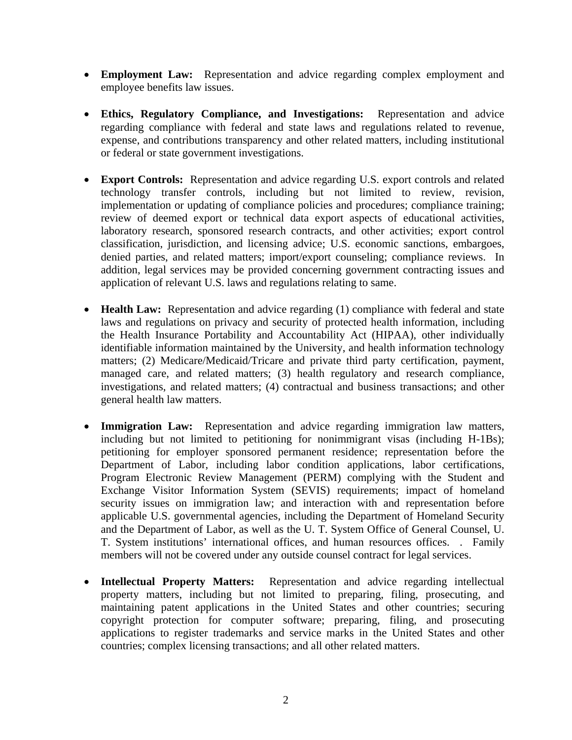- **Employment Law:** Representation and advice regarding complex employment and employee benefits law issues.

- **Ethics, Regulatory Compliance, and Investigations:** Representation and advice regarding compliance with federal and state laws and regulations related to revenue, expense, and contributions transparency and other related matters, including institutional or federal or state government investigations.

- **Export Controls:** Representation and advice regarding U.S. export controls and related technology transfer controls, including but not limited to review, revision, implementation or updating of compliance policies and procedures; compliance training; review of deemed export or technical data export aspects of educational activities, laboratory research, sponsored research contracts, and other activities; export control classification, jurisdiction, and licensing advice; U.S. economic sanctions, embargoes, denied parties, and related matters; import/export counseling; compliance reviews. In addition, legal services may be provided concerning government contracting issues and application of relevant U.S. laws and regulations relating to same.

- **Health Law:** Representation and advice regarding (1) compliance with federal and state laws and regulations on privacy and security of protected health information, including the Health Insurance Portability and Accountability Act (HIPAA), other individually identifiable information maintained by the University, and health information technology matters; (2) Medicare/Medicaid/Tricare and private third party certification, payment, managed care, and related matters; (3) health regulatory and research compliance, investigations, and related matters; (4) contractual and business transactions; and other general health law matters.

- **Immigration Law:** Representation and advice regarding immigration law matters, including but not limited to petitioning for nonimmigrant visas (including H-1Bs); petitioning for employer sponsored permanent residence; representation before the Department of Labor, including labor condition applications, labor certifications, Program Electronic Review Management (PERM) complying with the Student and Exchange Visitor Information System (SEVIS) requirements; impact of homeland security issues on immigration law; and interaction with and representation before applicable U.S. governmental agencies, including the Department of Homeland Security and the Department of Labor, as well as the U. T. System Office of General Counsel, U. T. System institutions' international offices, and human resources offices. . Family members will not be covered under any outside counsel contract for legal services.

- **Intellectual Property Matters:** Representation and advice regarding intellectual property matters, including but not limited to preparing, filing, prosecuting, and maintaining patent applications in the United States and other countries; securing copyright protection for computer software; preparing, filing, and prosecuting applications to register trademarks and service marks in the United States and other countries; complex licensing transactions; and all other related matters.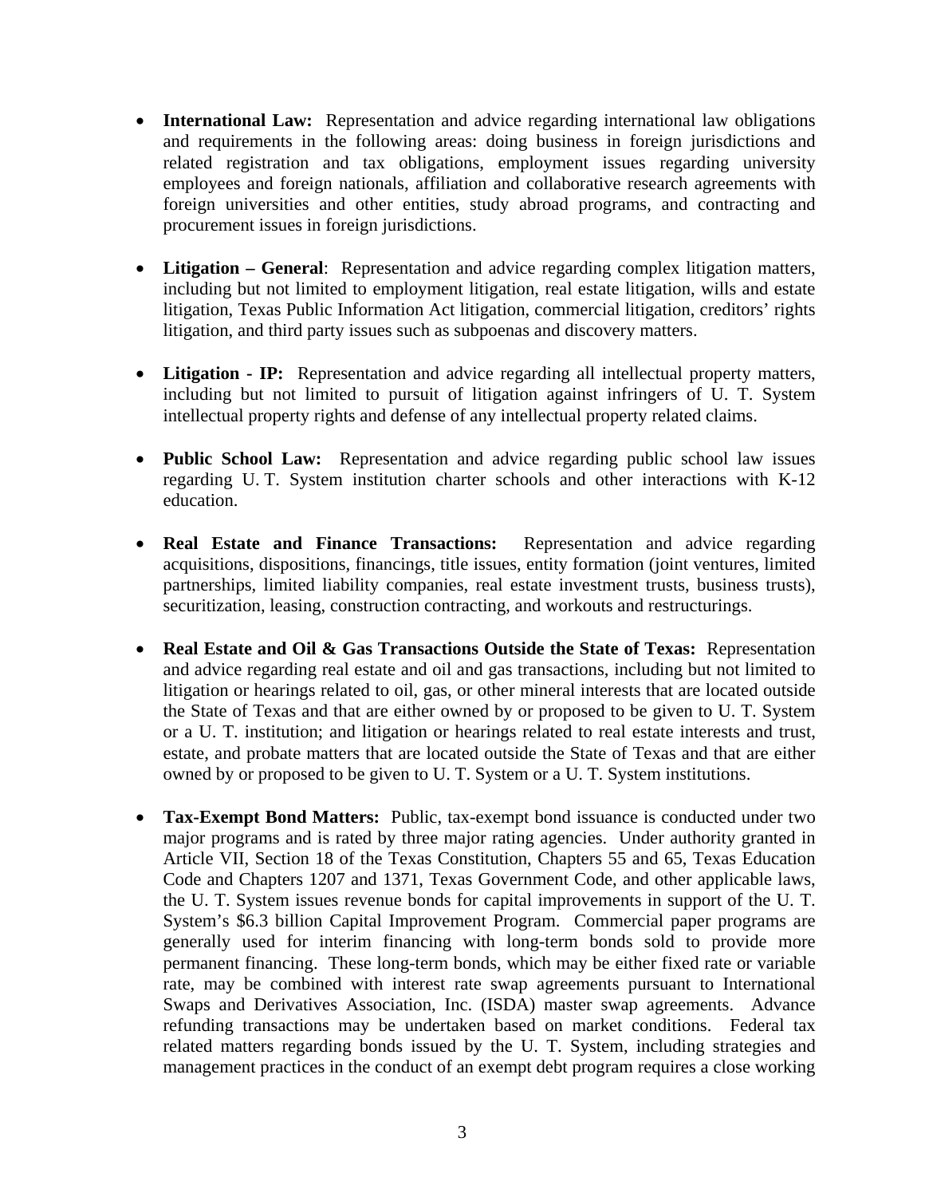- **International Law:** Representation and advice regarding international law obligations and requirements in the following areas: doing business in foreign jurisdictions and related registration and tax obligations, employment issues regarding university employees and foreign nationals, affiliation and collaborative research agreements with foreign universities and other entities, study abroad programs, and contracting and procurement issues in foreign jurisdictions.

- **Litigation – General**: Representation and advice regarding complex litigation matters, including but not limited to employment litigation, real estate litigation, wills and estate litigation, Texas Public Information Act litigation, commercial litigation, creditors' rights litigation, and third party issues such as subpoenas and discovery matters.

- **Litigation - IP:** Representation and advice regarding all intellectual property matters, including but not limited to pursuit of litigation against infringers of U. T. System intellectual property rights and defense of any intellectual property related claims.

- **Public School Law:** Representation and advice regarding public school law issues regarding U. T. System institution charter schools and other interactions with K-12 education.

- **Real Estate and Finance Transactions:** Representation and advice regarding acquisitions, dispositions, financings, title issues, entity formation (joint ventures, limited partnerships, limited liability companies, real estate investment trusts, business trusts), securitization, leasing, construction contracting, and workouts and restructurings.

- **Real Estate and Oil & Gas Transactions Outside the State of Texas:** Representation and advice regarding real estate and oil and gas transactions, including but not limited to litigation or hearings related to oil, gas, or other mineral interests that are located outside the State of Texas and that are either owned by or proposed to be given to U. T. System or a U. T. institution; and litigation or hearings related to real estate interests and trust, estate, and probate matters that are located outside the State of Texas and that are either owned by or proposed to be given to U. T. System or a U. T. System institutions.

- **Tax-Exempt Bond Matters:** Public, tax-exempt bond issuance is conducted under two major programs and is rated by three major rating agencies. Under authority granted in Article VII, Section 18 of the Texas Constitution, Chapters 55 and 65, Texas Education Code and Chapters 1207 and 1371, Texas Government Code, and other applicable laws, the U. T. System issues revenue bonds for capital improvements in support of the U. T. System's $6.3 billion Capital Improvement Program. Commercial paper programs are generally used for interim financing with long-term bonds sold to provide more permanent financing. These long-term bonds, which may be either fixed rate or variable rate, may be combined with interest rate swap agreements pursuant to International Swaps and Derivatives Association, Inc. (ISDA) master swap agreements. Advance refunding transactions may be undertaken based on market conditions. Federal tax related matters regarding bonds issued by the U. T. System, including strategies and management practices in the conduct of an exempt debt program requires a close working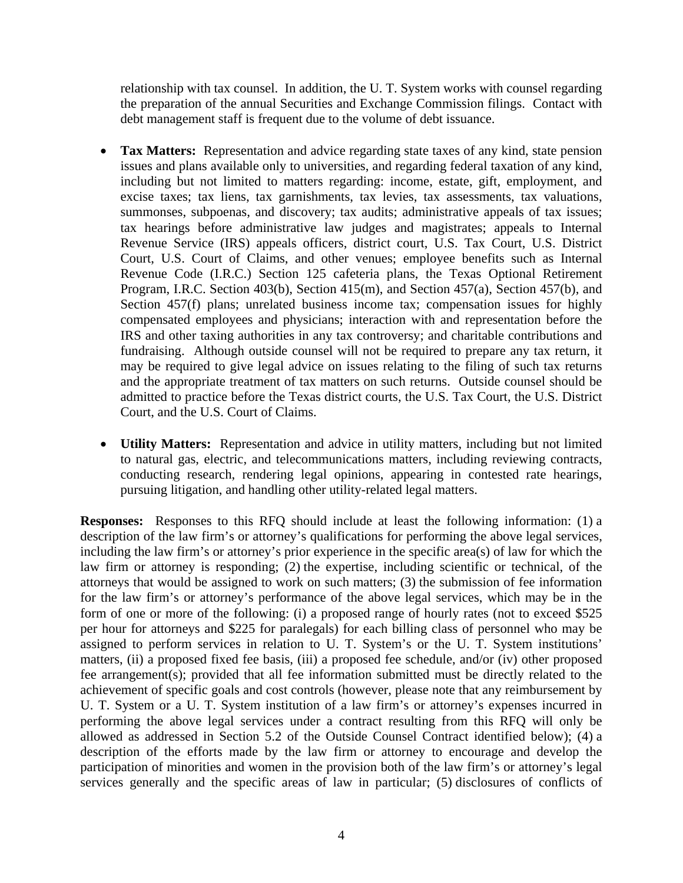relationship with tax counsel. In addition, the U. T. System works with counsel regarding the preparation of the annual Securities and Exchange Commission filings. Contact with debt management staff is frequent due to the volume of debt issuance.

- **Tax Matters:** Representation and advice regarding state taxes of any kind, state pension issues and plans available only to universities, and regarding federal taxation of any kind, including but not limited to matters regarding: income, estate, gift, employment, and excise taxes; tax liens, tax garnishments, tax levies, tax assessments, tax valuations, summonses, subpoenas, and discovery; tax audits; administrative appeals of tax issues; tax hearings before administrative law judges and magistrates; appeals to Internal Revenue Service (IRS) appeals officers, district court, U.S. Tax Court, U.S. District Court, U.S. Court of Claims, and other venues; employee benefits such as Internal Revenue Code (I.R.C.) Section 125 cafeteria plans, the Texas Optional Retirement Program, I.R.C. Section 403(b), Section 415(m), and Section 457(a), Section 457(b), and Section 457(f) plans; unrelated business income tax; compensation issues for highly compensated employees and physicians; interaction with and representation before the IRS and other taxing authorities in any tax controversy; and charitable contributions and fundraising. Although outside counsel will not be required to prepare any tax return, it may be required to give legal advice on issues relating to the filing of such tax returns and the appropriate treatment of tax matters on such returns. Outside counsel should be admitted to practice before the Texas district courts, the U.S. Tax Court, the U.S. District Court, and the U.S. Court of Claims.

- **Utility Matters:** Representation and advice in utility matters, including but not limited to natural gas, electric, and telecommunications matters, including reviewing contracts, conducting research, rendering legal opinions, appearing in contested rate hearings, pursuing litigation, and handling other utility-related legal matters.

**Responses:** Responses to this RFQ should include at least the following information: (1) a description of the law firm's or attorney's qualifications for performing the above legal services, including the law firm's or attorney's prior experience in the specific area(s) of law for which the law firm or attorney is responding; (2) the expertise, including scientific or technical, of the attorneys that would be assigned to work on such matters; (3) the submission of fee information for the law firm's or attorney's performance of the above legal services, which may be in the form of one or more of the following: (i) a proposed range of hourly rates (not to exceed $525 per hour for attorneys and $225 for paralegals) for each billing class of personnel who may be assigned to perform services in relation to U. T. System's or the U. T. System institutions' matters, (ii) a proposed fixed fee basis, (iii) a proposed fee schedule, and/or (iv) other proposed fee arrangement(s); provided that all fee information submitted must be directly related to the achievement of specific goals and cost controls (however, please note that any reimbursement by U. T. System or a U. T. System institution of a law firm's or attorney's expenses incurred in performing the above legal services under a contract resulting from this RFQ will only be allowed as addressed in Section 5.2 of the Outside Counsel Contract identified below); (4) a description of the efforts made by the law firm or attorney to encourage and develop the participation of minorities and women in the provision both of the law firm's or attorney's legal services generally and the specific areas of law in particular; (5) disclosures of conflicts of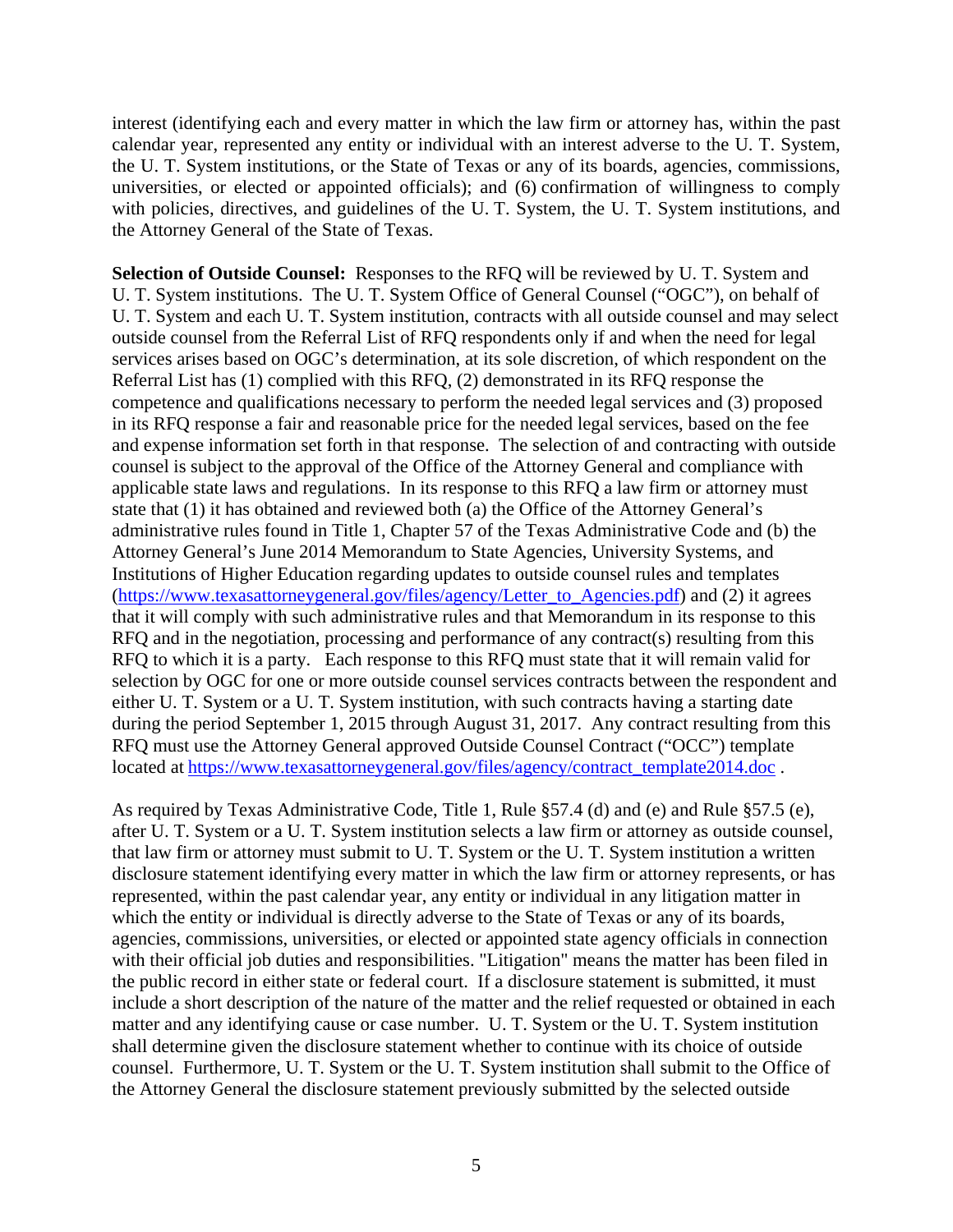interest (identifying each and every matter in which the law firm or attorney has, within the past calendar year, represented any entity or individual with an interest adverse to the U. T. System, the U. T. System institutions, or the State of Texas or any of its boards, agencies, commissions, universities, or elected or appointed officials); and (6) confirmation of willingness to comply with policies, directives, and guidelines of the U. T. System, the U. T. System institutions, and the Attorney General of the State of Texas.

**Selection of Outside Counsel:** Responses to the RFQ will be reviewed by U. T. System and U. T. System institutions. The U. T. System Office of General Counsel ("OGC"), on behalf of U. T. System and each U. T. System institution, contracts with all outside counsel and may select outside counsel from the Referral List of RFQ respondents only if and when the need for legal services arises based on OGC's determination, at its sole discretion, of which respondent on the Referral List has (1) complied with this RFQ, (2) demonstrated in its RFQ response the competence and qualifications necessary to perform the needed legal services and (3) proposed in its RFQ response a fair and reasonable price for the needed legal services, based on the fee and expense information set forth in that response. The selection of and contracting with outside counsel is subject to the approval of the Office of the Attorney General and compliance with applicable state laws and regulations. In its response to this RFQ a law firm or attorney must state that (1) it has obtained and reviewed both (a) the Office of the Attorney General's administrative rules found in Title 1, Chapter 57 of the Texas Administrative Code and (b) the Attorney General's June 2014 Memorandum to State Agencies, University Systems, and Institutions of Higher Education regarding updates to outside counsel rules and templates (https://www.texasattorneygeneral.gov/files/agency/Letter_to_Agencies.pdf) and (2) it agrees that it will comply with such administrative rules and that Memorandum in its response to this RFQ and in the negotiation, processing and performance of any contract(s) resulting from this RFQ to which it is a party. Each response to this RFQ must state that it will remain valid for selection by OGC for one or more outside counsel services contracts between the respondent and either U. T. System or a U. T. System institution, with such contracts having a starting date during the period September 1, 2015 through August 31, 2017. Any contract resulting from this RFQ must use the Attorney General approved Outside Counsel Contract ("OCC") template located at https://www.texasattorneygeneral.gov/files/agency/contract_template2014.doc .

As required by Texas Administrative Code, Title 1, Rule §57.4 (d) and (e) and Rule §57.5 (e), after U. T. System or a U. T. System institution selects a law firm or attorney as outside counsel, that law firm or attorney must submit to U. T. System or the U. T. System institution a written disclosure statement identifying every matter in which the law firm or attorney represents, or has represented, within the past calendar year, any entity or individual in any litigation matter in which the entity or individual is directly adverse to the State of Texas or any of its boards, agencies, commissions, universities, or elected or appointed state agency officials in connection with their official job duties and responsibilities. "Litigation" means the matter has been filed in the public record in either state or federal court. If a disclosure statement is submitted, it must include a short description of the nature of the matter and the relief requested or obtained in each matter and any identifying cause or case number. U. T. System or the U. T. System institution shall determine given the disclosure statement whether to continue with its choice of outside counsel. Furthermore, U. T. System or the U. T. System institution shall submit to the Office of the Attorney General the disclosure statement previously submitted by the selected outside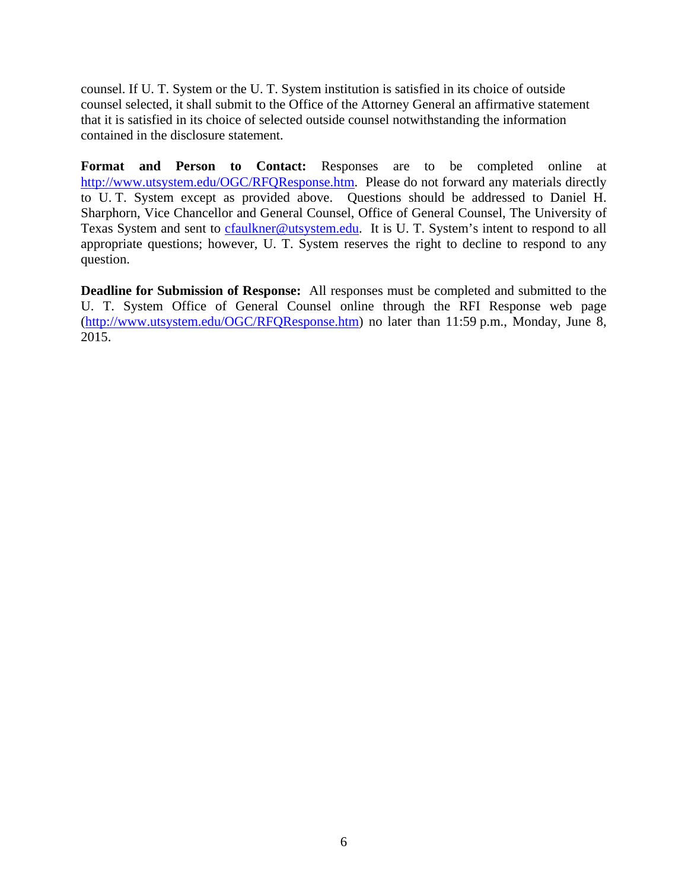counsel. If U. T. System or the U. T. System institution is satisfied in its choice of outside counsel selected, it shall submit to the Office of the Attorney General an affirmative statement that it is satisfied in its choice of selected outside counsel notwithstanding the information contained in the disclosure statement.

**Format and Person to Contact:** Responses are to be completed online at http://www.utsystem.edu/OGC/RFQResponse.htm. Please do not forward any materials directly to U. T. System except as provided above. Questions should be addressed to Daniel H. Sharphorn, Vice Chancellor and General Counsel, Office of General Counsel, The University of Texas System and sent to cfaulkner@utsystem.edu. It is U. T. System's intent to respond to all appropriate questions; however, U. T. System reserves the right to decline to respond to any question.

**Deadline for Submission of Response:** All responses must be completed and submitted to the U. T. System Office of General Counsel online through the RFI Response web page (http://www.utsystem.edu/OGC/RFQResponse.htm) no later than 11:59 p.m., Monday, June 8, 2015.